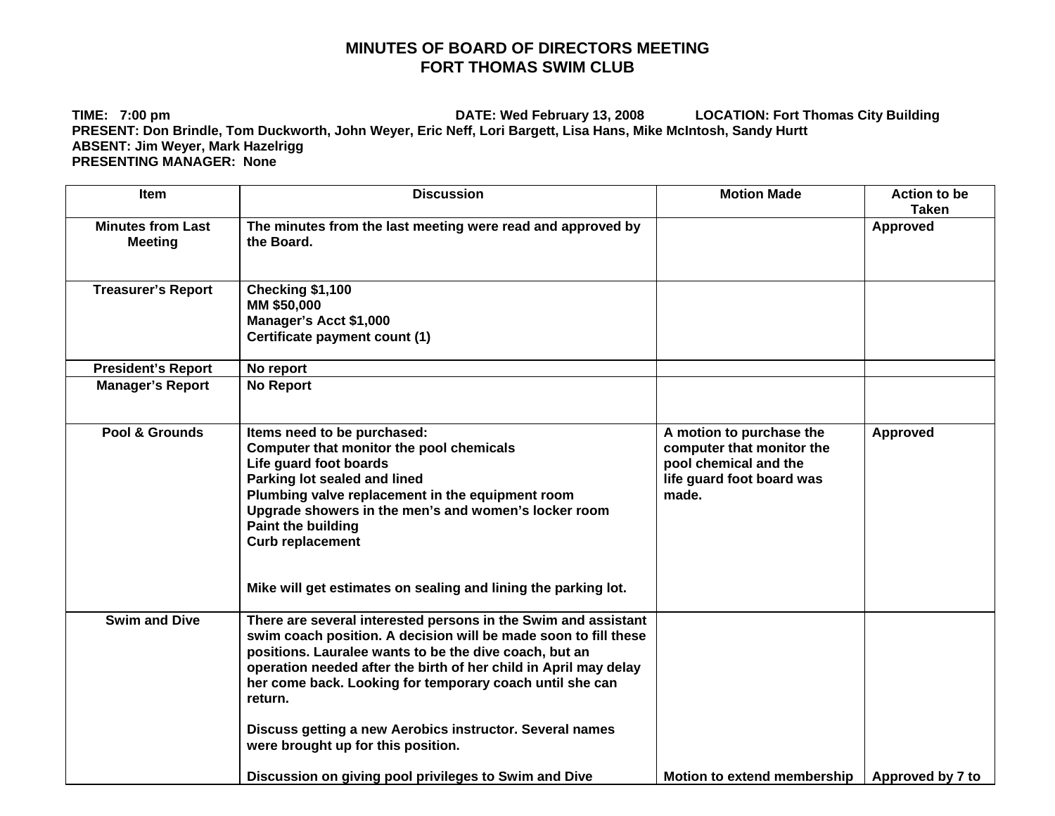# MINUTES OF BOARD OF DIRECTORS MEETING
# FORT THOMAS SWIM CLUB

**TIME:** 7:00 pm **DATE:** Wed February 13, 2008 **LOCATION:** Fort Thomas City Building
**PRESENT:** Don Brindle, Tom Duckworth, John Weyer, Eric Neff, Lori Bargett, Lisa Hans, Mike McIntosh, Sandy Hurtt
**ABSENT:** Jim Weyer, Mark Hazelrigg
**PRESENTING MANAGER:** None

| Item | Discussion | Motion Made | Action to be Taken |
|---|---|---|---|
| Minutes from Last Meeting | The minutes from the last meeting were read and approved by the Board. | | Approved |
| Treasurer's Report | Checking $1,100<br>MM $50,000<br>Manager's Acct $1,000<br>Certificate payment count (1) | | |
| President's Report | No report | | |
| Manager's Report | No Report | | |
| Pool & Grounds | Items need to be purchased:<br>Computer that monitor the pool chemicals<br>Life guard foot boards<br>Parking lot sealed and lined<br>Plumbing valve replacement in the equipment room<br>Upgrade showers in the men's and women's locker room<br>Paint the building<br>Curb replacement<br><br>Mike will get estimates on sealing and lining the parking lot. | A motion to purchase the computer that monitor the pool chemical and the life guard foot board was made. | Approved |
| Swim and Dive | There are several interested persons in the Swim and assistant swim coach position. A decision will be made soon to fill these positions. Lauralee wants to be the dive coach, but an operation needed after the birth of her child in April may delay her come back. Looking for temporary coach until she can return.<br><br>Discuss getting a new Aerobics instructor. Several names were brought up for this position.<br><br>Discussion on giving pool privileges to Swim and Dive | Motion to extend membership | Approved by 7 to |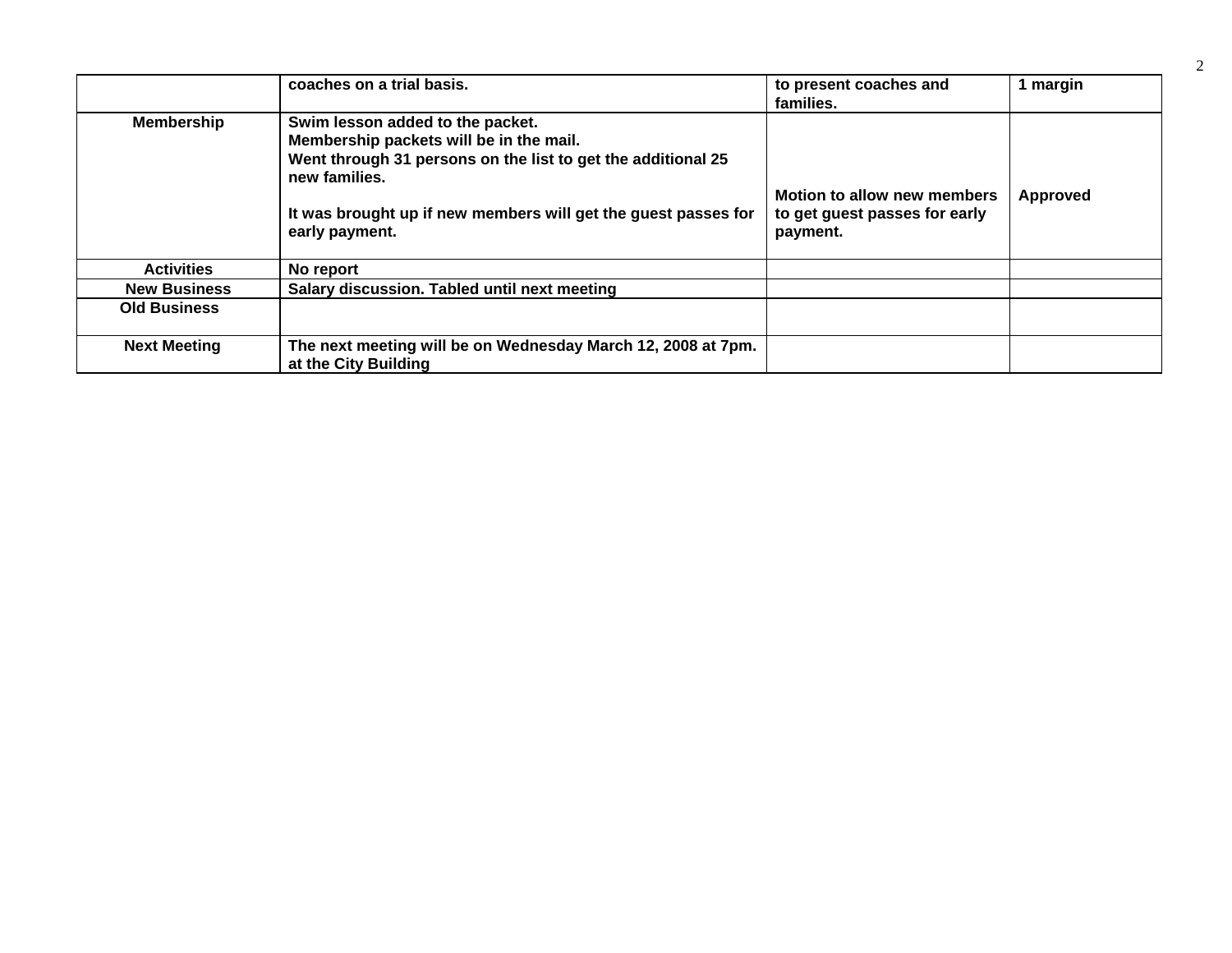| | | | |
|---|---|---|---|
| | coaches on a trial basis. | to present coaches and families. | 1 margin |
| Membership | Swim lesson added to the packet.<br>Membership packets will be in the mail.<br>Went through 31 persons on the list to get the additional 25 new families.<br><br>It was brought up if new members will get the guest passes for early payment. | Motion to allow new members to get guest passes for early payment. | Approved |
| Activities | No report | | |
| New Business | Salary discussion. Tabled until next meeting | | |
| Old Business | | | |
| Next Meeting | The next meeting will be on Wednesday March 12, 2008 at 7pm. at the City Building | | |